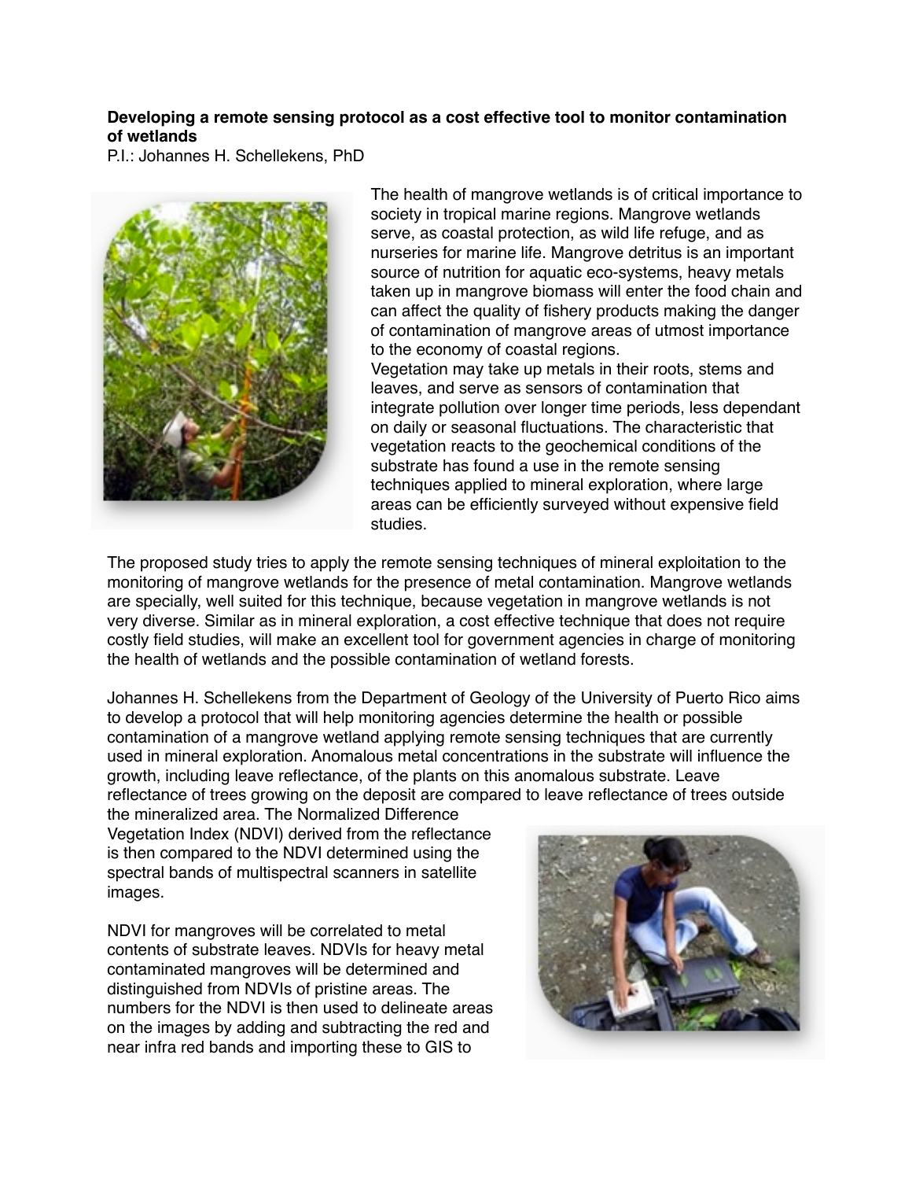**Developing a remote sensing protocol as a cost effective tool to monitor contamination of wetlands**

P.I.: Johannes H. Schellekens, PhD

The health of mangrove wetlands is of critical importance to society in tropical marine regions. Mangrove wetlands serve, as coastal protection, as wild life refuge, and as nurseries for marine life. Mangrove detritus is an important source of nutrition for aquatic eco-systems, heavy metals taken up in mangrove biomass will enter the food chain and can affect the quality of fishery products making the danger of contamination of mangrove areas of utmost importance to the economy of coastal regions.

Vegetation may take up metals in their roots, stems and leaves, and serve as sensors of contamination that integrate pollution over longer time periods, less dependant on daily or seasonal fluctuations. The characteristic that vegetation reacts to the geochemical conditions of the substrate has found a use in the remote sensing techniques applied to mineral exploration, where large areas can be efficiently surveyed without expensive field studies.

The proposed study tries to apply the remote sensing techniques of mineral exploitation to the monitoring of mangrove wetlands for the presence of metal contamination. Mangrove wetlands are specially, well suited for this technique, because vegetation in mangrove wetlands is not very diverse. Similar as in mineral exploration, a cost effective technique that does not require costly field studies, will make an excellent tool for government agencies in charge of monitoring the health of wetlands and the possible contamination of wetland forests.

Johannes H. Schellekens from the Department of Geology of the University of Puerto Rico aims to develop a protocol that will help monitoring agencies determine the health or possible contamination of a mangrove wetland applying remote sensing techniques that are currently used in mineral exploration. Anomalous metal concentrations in the substrate will influence the growth, including leave reflectance, of the plants on this anomalous substrate. Leave reflectance of trees growing on the deposit are compared to leave reflectance of trees outside the mineralized area. The Normalized Difference Vegetation Index (NDVI) derived from the reflectance is then compared to the NDVI determined using the spectral bands of multispectral scanners in satellite images.

NDVI for mangroves will be correlated to metal contents of substrate leaves. NDVIs for heavy metal contaminated mangroves will be determined and distinguished from NDVIs of pristine areas. The numbers for the NDVI is then used to delineate areas on the images by adding and subtracting the red and near infra red bands and importing these to GIS to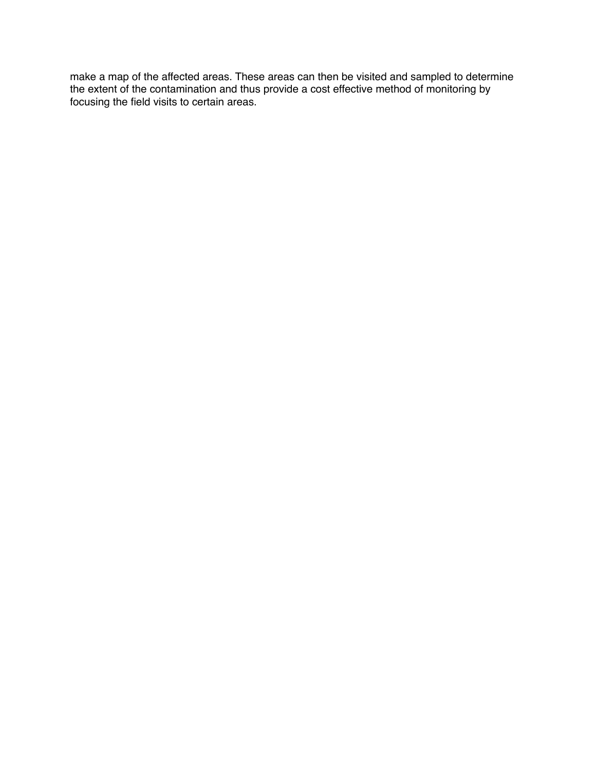make a map of the affected areas. These areas can then be visited and sampled to determine the extent of the contamination and thus provide a cost effective method of monitoring by focusing the field visits to certain areas.